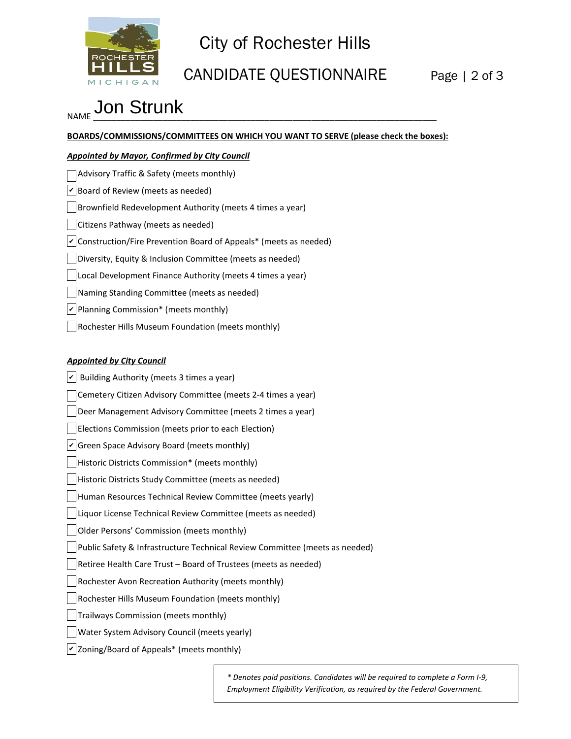# City of Rochester Hills

## CANDIDATE QUESTIONNAIRE

NAME Jon Strunk

**BOARDS/COMMISSIONS/COMMITTEES ON WHICH YOU WANT TO SERVE (please check the boxes):**

***Appointed by Mayor, Confirmed by City Council***

- [ ] Advisory Traffic & Safety (meets monthly)
- [x] Board of Review (meets as needed)
- [ ] Brownfield Redevelopment Authority (meets 4 times a year)
- [ ] Citizens Pathway (meets as needed)
- [x] Construction/Fire Prevention Board of Appeals* (meets as needed)
- [ ] Diversity, Equity & Inclusion Committee (meets as needed)
- [ ] Local Development Finance Authority (meets 4 times a year)
- [ ] Naming Standing Committee (meets as needed)
- [x] Planning Commission* (meets monthly)
- [ ] Rochester Hills Museum Foundation (meets monthly)

***Appointed by City Council***

- [x] Building Authority (meets 3 times a year)
- [ ] Cemetery Citizen Advisory Committee (meets 2-4 times a year)
- [ ] Deer Management Advisory Committee (meets 2 times a year)
- [ ] Elections Commission (meets prior to each Election)
- [x] Green Space Advisory Board (meets monthly)
- [ ] Historic Districts Commission* (meets monthly)
- [ ] Historic Districts Study Committee (meets as needed)
- [ ] Human Resources Technical Review Committee (meets yearly)
- [ ] Liquor License Technical Review Committee (meets as needed)
- [ ] Older Persons' Commission (meets monthly)
- [ ] Public Safety & Infrastructure Technical Review Committee (meets as needed)
- [ ] Retiree Health Care Trust – Board of Trustees (meets as needed)
- [ ] Rochester Avon Recreation Authority (meets monthly)
- [ ] Rochester Hills Museum Foundation (meets monthly)
- [ ] Trailways Commission (meets monthly)
- [ ] Water System Advisory Council (meets yearly)
- [x] Zoning/Board of Appeals* (meets monthly)

*\* Denotes paid positions. Candidates will be required to complete a Form I-9, Employment Eligibility Verification, as required by the Federal Government.*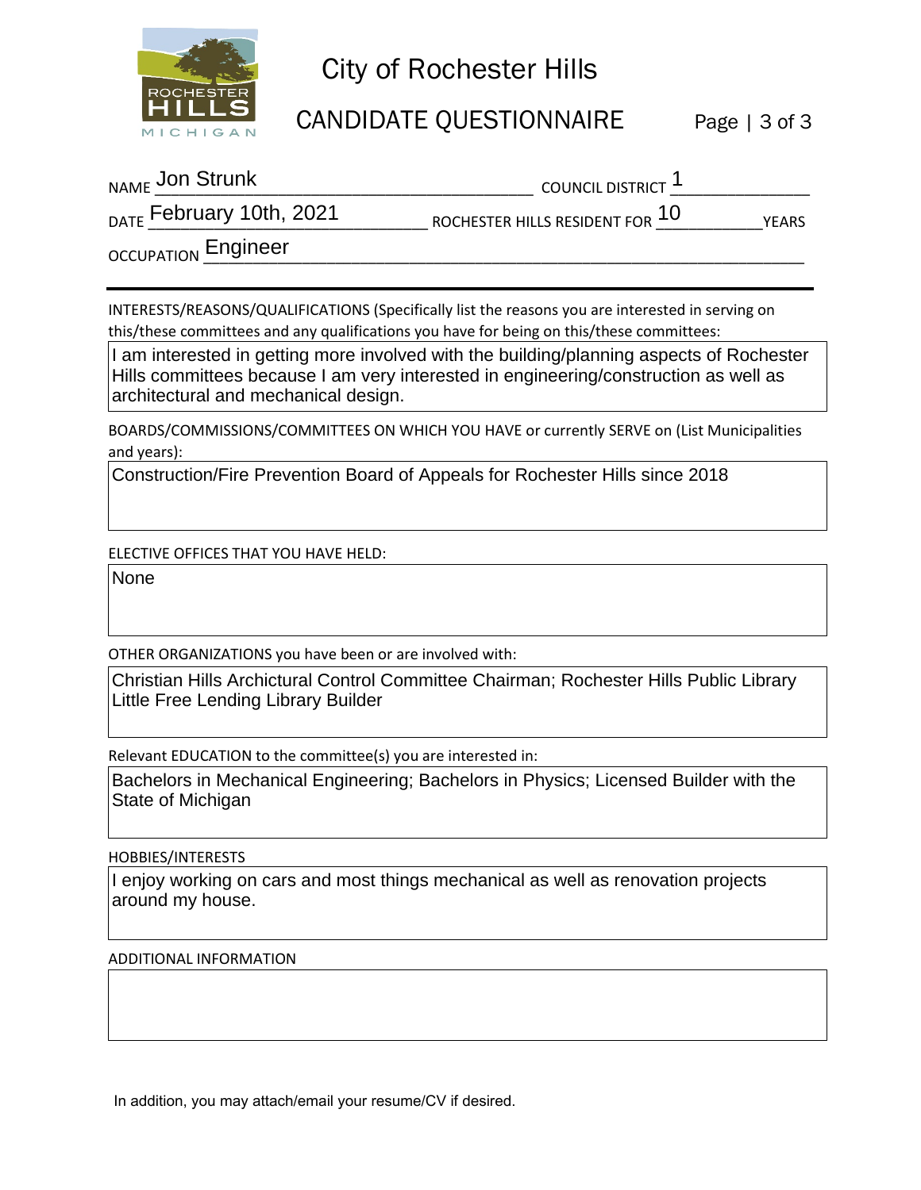# City of Rochester Hills

## CANDIDATE QUESTIONNAIRE

NAME Jon Strunk  COUNCIL DISTRICT 1

DATE February 10th, 2021  ROCHESTER HILLS RESIDENT FOR 10 YEARS

OCCUPATION Engineer

---

INTERESTS/REASONS/QUALIFICATIONS (Specifically list the reasons you are interested in serving on this/these committees and any qualifications you have for being on this/these committees:

I am interested in getting more involved with the building/planning aspects of Rochester Hills committees because I am very interested in engineering/construction as well as architectural and mechanical design.

BOARDS/COMMISSIONS/COMMITTEES ON WHICH YOU HAVE or currently SERVE on (List Municipalities and years):

Construction/Fire Prevention Board of Appeals for Rochester Hills since 2018

ELECTIVE OFFICES THAT YOU HAVE HELD:

None

OTHER ORGANIZATIONS you have been or are involved with:

Christian Hills Archictural Control Committee Chairman; Rochester Hills Public Library Little Free Lending Library Builder

Relevant EDUCATION to the committee(s) you are interested in:

Bachelors in Mechanical Engineering; Bachelors in Physics; Licensed Builder with the State of Michigan

HOBBIES/INTERESTS

I enjoy working on cars and most things mechanical as well as renovation projects around my house.

ADDITIONAL INFORMATION

In addition, you may attach/email your resume/CV if desired.